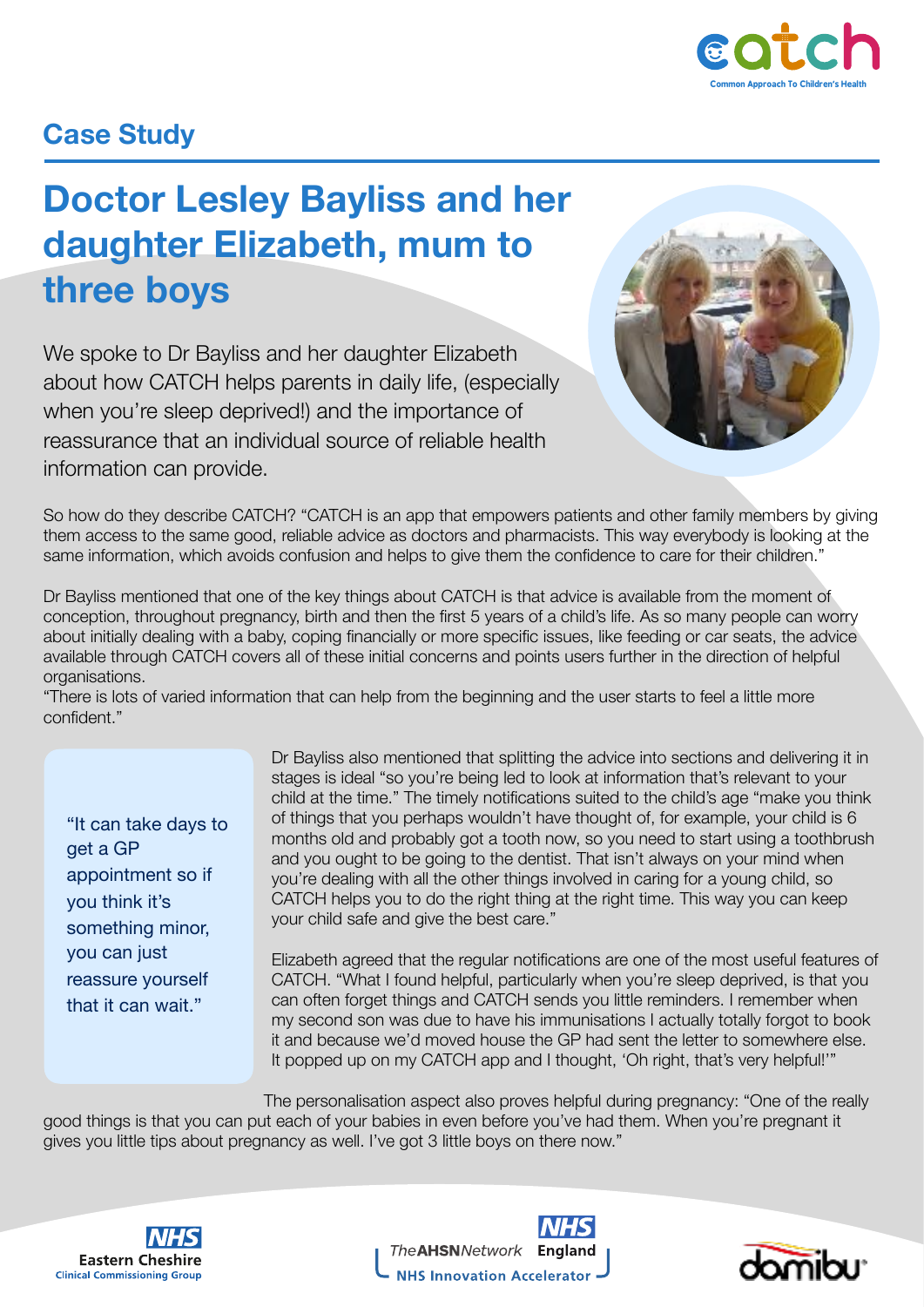## Case Study

# Doctor Lesley Bayliss and her daughter Elizabeth, mum to three boys

We spoke to Dr Bayliss and her daughter Elizabeth about how CATCH helps parents in daily life, (especially when you're sleep deprived!) and the importance of reassurance that an individual source of reliable health information can provide.

So how do they describe CATCH? "CATCH is an app that empowers patients and other family members by giving them access to the same good, reliable advice as doctors and pharmacists. This way everybody is looking at the same information, which avoids confusion and helps to give them the confidence to care for their children."

Dr Bayliss mentioned that one of the key things about CATCH is that advice is available from the moment of conception, throughout pregnancy, birth and then the first 5 years of a child's life. As so many people can worry about initially dealing with a baby, coping financially or more specific issues, like feeding or car seats, the advice available through CATCH covers all of these initial concerns and points users further in the direction of helpful organisations.
"There is lots of varied information that can help from the beginning and the user starts to feel a little more confident."

> "It can take days to get a GP appointment so if you think it's something minor, you can just reassure yourself that it can wait."

Dr Bayliss also mentioned that splitting the advice into sections and delivering it in stages is ideal "so you're being led to look at information that's relevant to your child at the time." The timely notifications suited to the child's age "make you think of things that you perhaps wouldn't have thought of, for example, your child is 6 months old and probably got a tooth now, so you need to start using a toothbrush and you ought to be going to the dentist. That isn't always on your mind when you're dealing with all the other things involved in caring for a young child, so CATCH helps you to do the right thing at the right time. This way you can keep your child safe and give the best care."

Elizabeth agreed that the regular notifications are one of the most useful features of CATCH. "What I found helpful, particularly when you're sleep deprived, is that you can often forget things and CATCH sends you little reminders. I remember when my second son was due to have his immunisations I actually totally forgot to book it and because we'd moved house the GP had sent the letter to somewhere else. It popped up on my CATCH app and I thought, 'Oh right, that's very helpful!'"

The personalisation aspect also proves helpful during pregnancy: "One of the really good things is that you can put each of your babies in even before you've had them. When you're pregnant it gives you little tips about pregnancy as well. I've got 3 little boys on there now."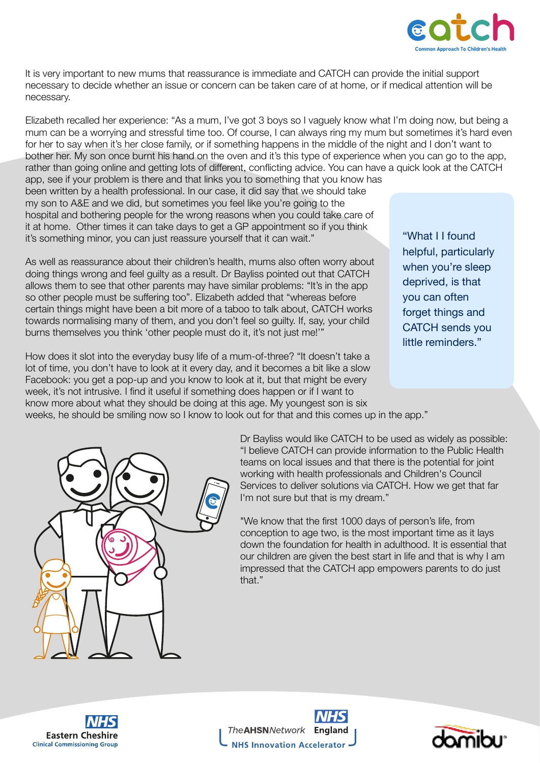It is very important to new mums that reassurance is immediate and CATCH can provide the initial support necessary to decide whether an issue or concern can be taken care of at home, or if medical attention will be necessary.

Elizabeth recalled her experience: "As a mum, I've got 3 boys so I vaguely know what I'm doing now, but being a mum can be a worrying and stressful time too. Of course, I can always ring my mum but sometimes it's hard even for her to say when it's her close family, or if something happens in the middle of the night and I don't want to bother her. My son once burnt his hand on the oven and it's this type of experience when you can go to the app, rather than going online and getting lots of different, conflicting advice. You can have a quick look at the CATCH app, see if your problem is there and that links you to something that you know has been written by a health professional. In our case, it did say that we should take my son to A&E and we did, but sometimes you feel like you're going to the hospital and bothering people for the wrong reasons when you could take care of it at home. Other times it can take days to get a GP appointment so if you think it's something minor, you can just reassure yourself that it can wait."

As well as reassurance about their children's health, mums also often worry about doing things wrong and feel guilty as a result. Dr Bayliss pointed out that CATCH allows them to see that other parents may have similar problems: "It's in the app so other people must be suffering too". Elizabeth added that "whereas before certain things might have been a bit more of a taboo to talk about, CATCH works towards normalising many of them, and you don't feel so guilty. If, say, your child burns themselves you think 'other people must do it, it's not just me!'"

> "What I I found helpful, particularly when you're sleep deprived, is that you can often forget things and CATCH sends you little reminders."

How does it slot into the everyday busy life of a mum-of-three? "It doesn't take a lot of time, you don't have to look at it every day, and it becomes a bit like a slow Facebook: you get a pop-up and you know to look at it, but that might be every week, it's not intrusive. I find it useful if something does happen or if I want to know more about what they should be doing at this age. My youngest son is six weeks, he should be smiling now so I know to look out for that and this comes up in the app."

Dr Bayliss would like CATCH to be used as widely as possible: "I believe CATCH can provide information to the Public Health teams on local issues and that there is the potential for joint working with health professionals and Children's Council Services to deliver solutions via CATCH. How we get that far I'm not sure but that is my dream."

"We know that the first 1000 days of person's life, from conception to age two, is the most important time as it lays down the foundation for health in adulthood. It is essential that our children are given the best start in life and that is why I am impressed that the CATCH app empowers parents to do just that."